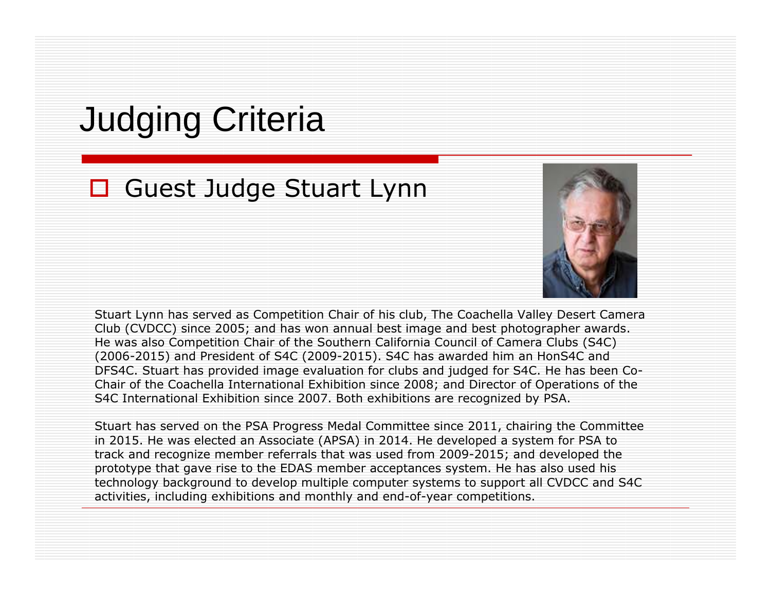# Judging Criteria

- Guest Judge Stuart Lynn

Stuart Lynn has served as Competition Chair of his club, The Coachella Valley Desert Camera Club (CVDCC) since 2005; and has won annual best image and best photographer awards. He was also Competition Chair of the Southern California Council of Camera Clubs (S4C) (2006-2015) and President of S4C (2009-2015). S4C has awarded him an HonS4C and DFS4C. Stuart has provided image evaluation for clubs and judged for S4C. He has been Co-Chair of the Coachella International Exhibition since 2008; and Director of Operations of the S4C International Exhibition since 2007. Both exhibitions are recognized by PSA.

Stuart has served on the PSA Progress Medal Committee since 2011, chairing the Committee in 2015. He was elected an Associate (APSA) in 2014. He developed a system for PSA to track and recognize member referrals that was used from 2009-2015; and developed the prototype that gave rise to the EDAS member acceptances system. He has also used his technology background to develop multiple computer systems to support all CVDCC and S4C activities, including exhibitions and monthly and end-of-year competitions.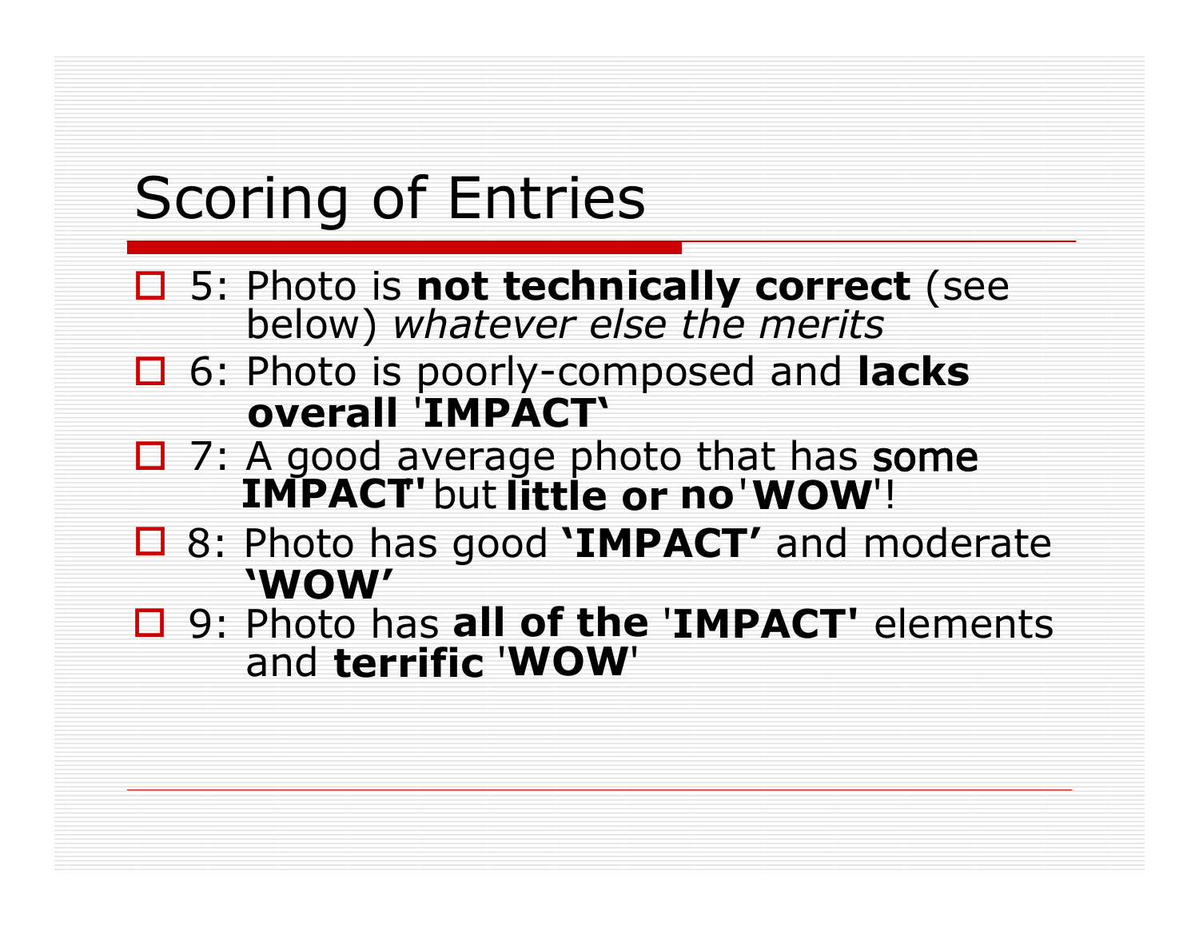# Scoring of Entries

- 5: Photo is **not technically correct** (see below) *whatever else the merits*
- 6: Photo is poorly-composed and **lacks overall** '**IMPACT**'
- 7: A good average photo that has **some IMPACT'** but **little or no** '**WOW**'!
- 8: Photo has good **'IMPACT'** and moderate **'WOW'**
- 9: Photo has **all of the** '**IMPACT'** elements and **terrific** '**WOW**'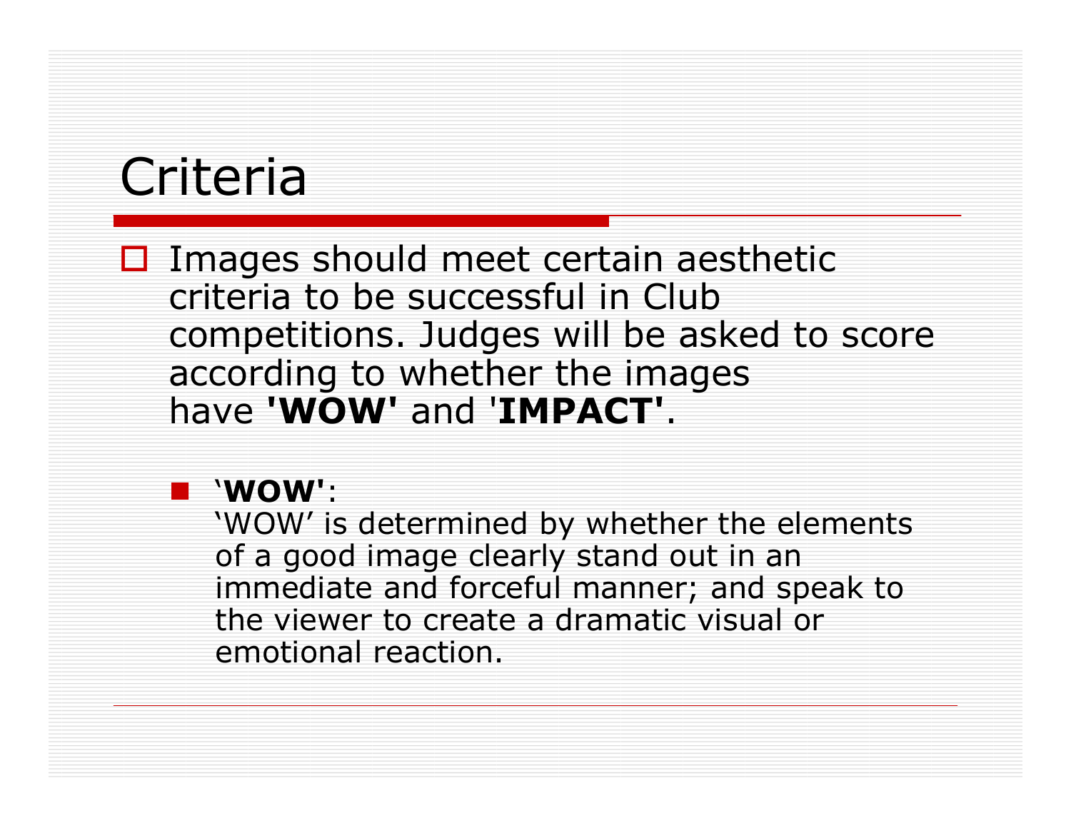# Criteria

- Images should meet certain aesthetic criteria to be successful in Club competitions. Judges will be asked to score according to whether the images have **'WOW'** and '**IMPACT'**.

  - '**WOW'**:
    'WOW' is determined by whether the elements of a good image clearly stand out in an immediate and forceful manner; and speak to the viewer to create a dramatic visual or emotional reaction.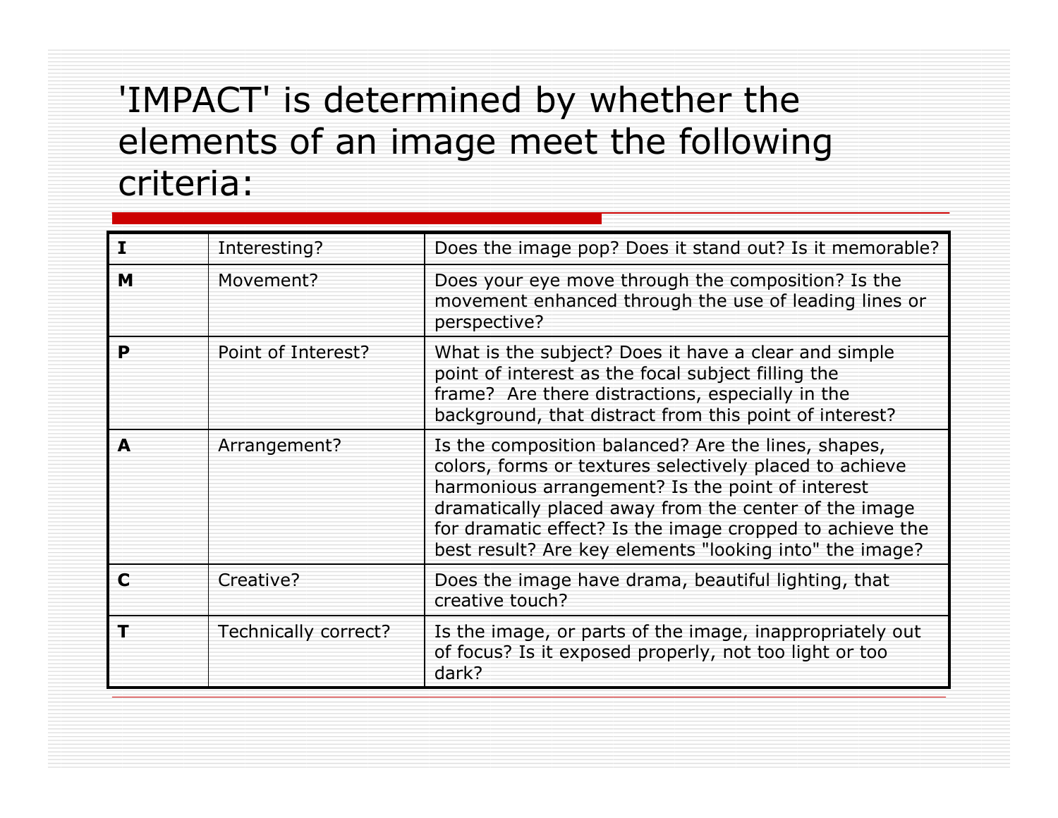# 'IMPACT' is determined by whether the elements of an image meet the following criteria:

| | | |
|---|---|---|
| **I** | Interesting? | Does the image pop? Does it stand out? Is it memorable? |
| **M** | Movement? | Does your eye move through the composition? Is the movement enhanced through the use of leading lines or perspective? |
| **P** | Point of Interest? | What is the subject? Does it have a clear and simple point of interest as the focal subject filling the frame? Are there distractions, especially in the background, that distract from this point of interest? |
| **A** | Arrangement? | Is the composition balanced? Are the lines, shapes, colors, forms or textures selectively placed to achieve harmonious arrangement? Is the point of interest dramatically placed away from the center of the image for dramatic effect? Is the image cropped to achieve the best result? Are key elements "looking into" the image? |
| **C** | Creative? | Does the image have drama, beautiful lighting, that creative touch? |
| **T** | Technically correct? | Is the image, or parts of the image, inappropriately out of focus? Is it exposed properly, not too light or too dark? |